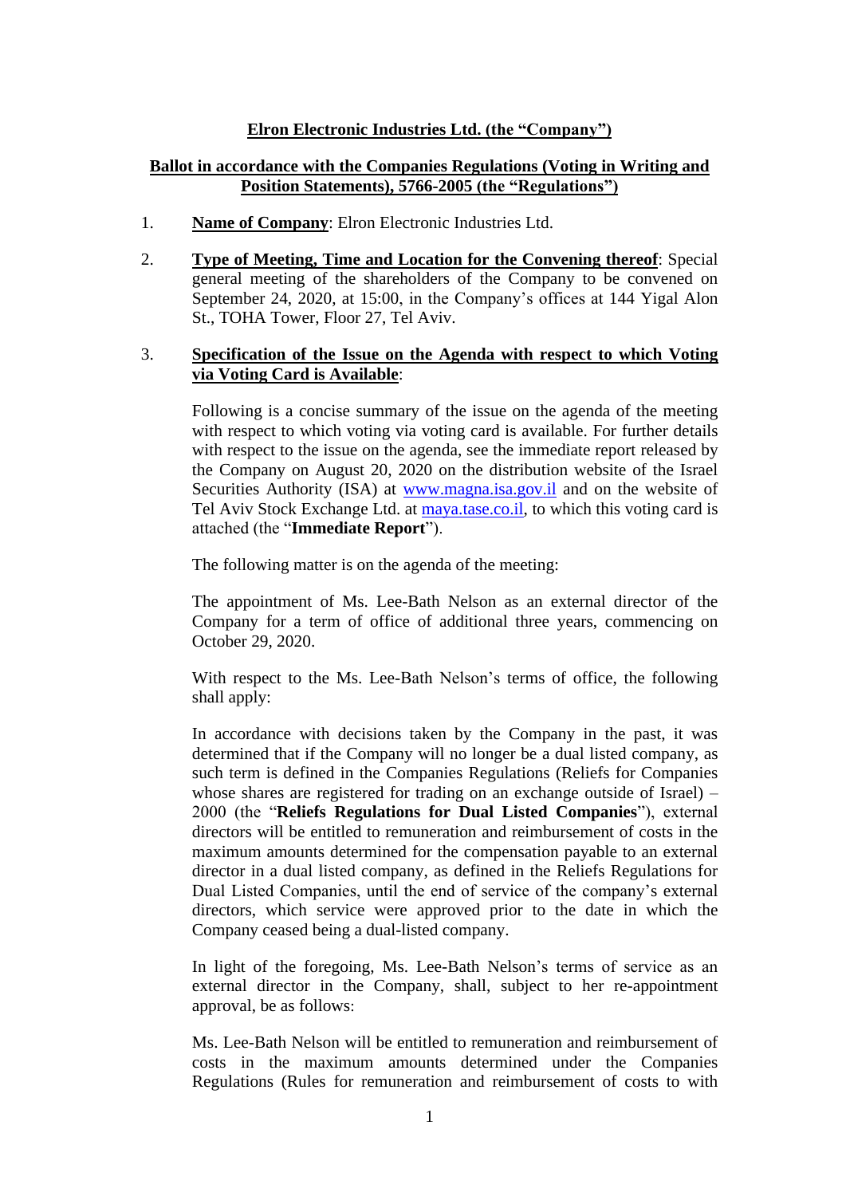**Elron Electronic Industries Ltd. (the "Company")**

**Ballot in accordance with the Companies Regulations (Voting in Writing and Position Statements), 5766-2005 (the "Regulations")**

1. **Name of Company**: Elron Electronic Industries Ltd.

2. **Type of Meeting, Time and Location for the Convening thereof**: Special general meeting of the shareholders of the Company to be convened on September 24, 2020, at 15:00, in the Company's offices at 144 Yigal Alon St., TOHA Tower, Floor 27, Tel Aviv.

3. **Specification of the Issue on the Agenda with respect to which Voting via Voting Card is Available**:

   Following is a concise summary of the issue on the agenda of the meeting with respect to which voting via voting card is available. For further details with respect to the issue on the agenda, see the immediate report released by the Company on August 20, 2020 on the distribution website of the Israel Securities Authority (ISA) at www.magna.isa.gov.il and on the website of Tel Aviv Stock Exchange Ltd. at maya.tase.co.il, to which this voting card is attached (the "**Immediate Report**").

   The following matter is on the agenda of the meeting:

   The appointment of Ms. Lee-Bath Nelson as an external director of the Company for a term of office of additional three years, commencing on October 29, 2020.

   With respect to the Ms. Lee-Bath Nelson's terms of office, the following shall apply:

   In accordance with decisions taken by the Company in the past, it was determined that if the Company will no longer be a dual listed company, as such term is defined in the Companies Regulations (Reliefs for Companies whose shares are registered for trading on an exchange outside of Israel) – 2000 (the "**Reliefs Regulations for Dual Listed Companies**"), external directors will be entitled to remuneration and reimbursement of costs in the maximum amounts determined for the compensation payable to an external director in a dual listed company, as defined in the Reliefs Regulations for Dual Listed Companies, until the end of service of the company's external directors, which service were approved prior to the date in which the Company ceased being a dual-listed company.

   In light of the foregoing, Ms. Lee-Bath Nelson's terms of service as an external director in the Company, shall, subject to her re-appointment approval, be as follows:

   Ms. Lee-Bath Nelson will be entitled to remuneration and reimbursement of costs in the maximum amounts determined under the Companies Regulations (Rules for remuneration and reimbursement of costs to with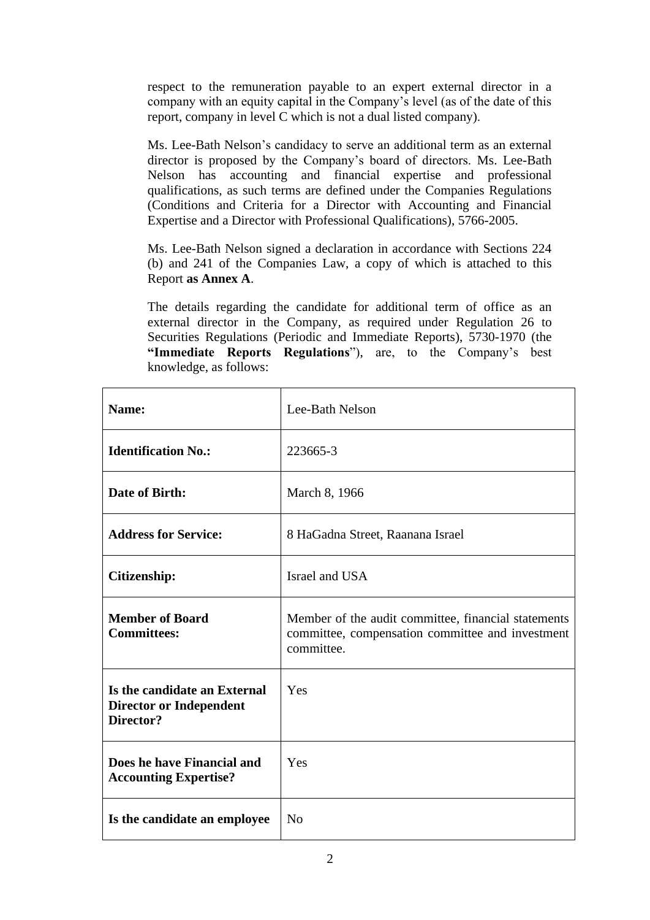respect to the remuneration payable to an expert external director in a company with an equity capital in the Company's level (as of the date of this report, company in level C which is not a dual listed company).

Ms. Lee-Bath Nelson's candidacy to serve an additional term as an external director is proposed by the Company's board of directors. Ms. Lee-Bath Nelson has accounting and financial expertise and professional qualifications, as such terms are defined under the Companies Regulations (Conditions and Criteria for a Director with Accounting and Financial Expertise and a Director with Professional Qualifications), 5766-2005.

Ms. Lee-Bath Nelson signed a declaration in accordance with Sections 224 (b) and 241 of the Companies Law, a copy of which is attached to this Report **as Annex A**.

The details regarding the candidate for additional term of office as an external director in the Company, as required under Regulation 26 to Securities Regulations (Periodic and Immediate Reports), 5730-1970 (the **"Immediate Reports Regulations"**), are, to the Company's best knowledge, as follows:

| | |
|---|---|
| **Name:** | Lee-Bath Nelson |
| **Identification No.:** | 223665-3 |
| **Date of Birth:** | March 8, 1966 |
| **Address for Service:** | 8 HaGadna Street, Raanana Israel |
| **Citizenship:** | Israel and USA |
| **Member of Board Committees:** | Member of the audit committee, financial statements committee, compensation committee and investment committee. |
| **Is the candidate an External Director or Independent Director?** | Yes |
| **Does he have Financial and Accounting Expertise?** | Yes |
| **Is the candidate an employee** | No |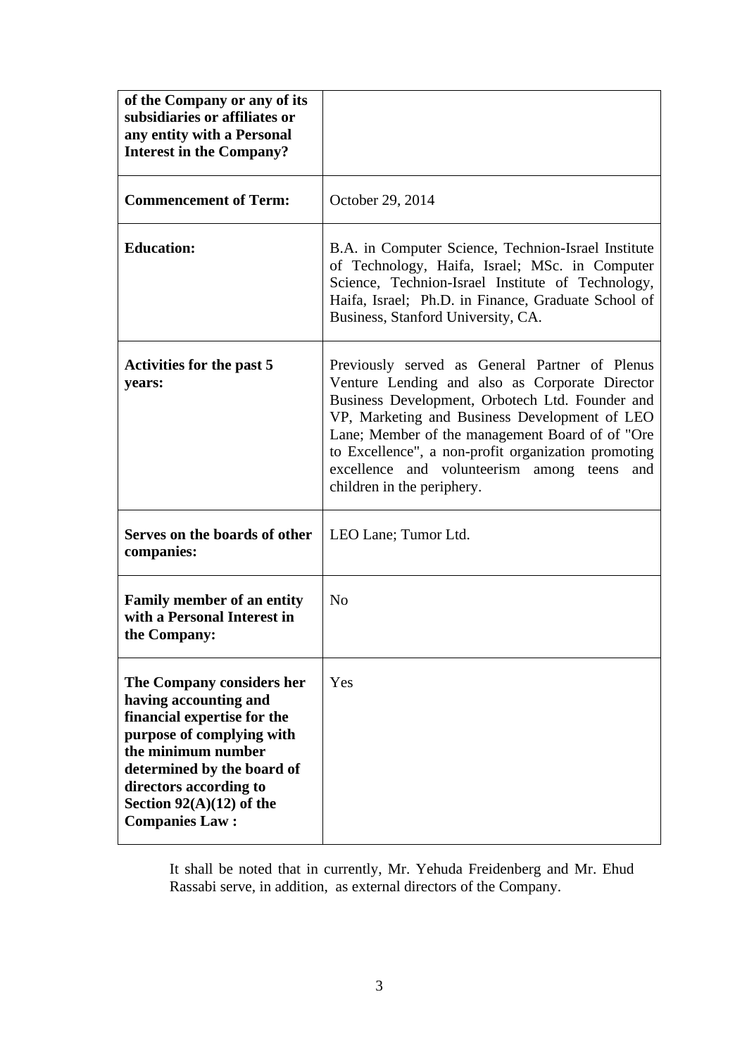| | |
|---|---|
| **of the Company or any of its subsidiaries or affiliates or any entity with a Personal Interest in the Company?** | |
| **Commencement of Term:** | October 29, 2014 |
| **Education:** | B.A. in Computer Science, Technion-Israel Institute of Technology, Haifa, Israel; MSc. in Computer Science, Technion-Israel Institute of Technology, Haifa, Israel; Ph.D. in Finance, Graduate School of Business, Stanford University, CA. |
| **Activities for the past 5 years:** | Previously served as General Partner of Plenus Venture Lending and also as Corporate Director Business Development, Orbotech Ltd. Founder and VP, Marketing and Business Development of LEO Lane; Member of the management Board of of "Ore to Excellence", a non-profit organization promoting excellence and volunteerism among teens and children in the periphery. |
| **Serves on the boards of other companies:** | LEO Lane; Tumor Ltd. |
| **Family member of an entity with a Personal Interest in the Company:** | No |
| **The Company considers her having accounting and financial expertise for the purpose of complying with the minimum number determined by the board of directors according to Section 92(A)(12) of the Companies Law :** | Yes |

It shall be noted that in currently, Mr. Yehuda Freidenberg and Mr. Ehud Rassabi serve, in addition, as external directors of the Company.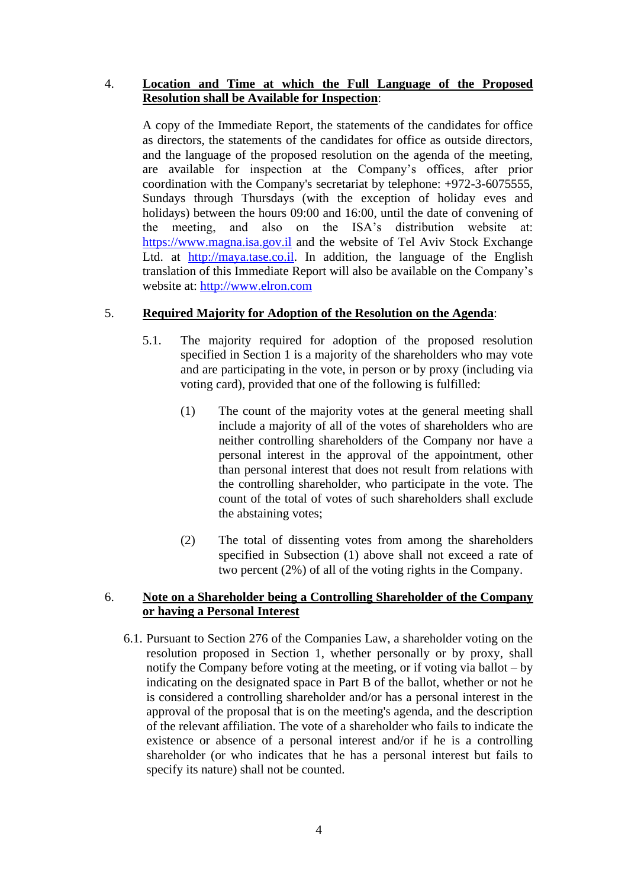4. **<u>Location and Time at which the Full Language of the Proposed Resolution shall be Available for Inspection</u>**:

A copy of the Immediate Report, the statements of the candidates for office as directors, the statements of the candidates for office as outside directors, and the language of the proposed resolution on the agenda of the meeting, are available for inspection at the Company's offices, after prior coordination with the Company's secretariat by telephone: +972-3-6075555, Sundays through Thursdays (with the exception of holiday eves and holidays) between the hours 09:00 and 16:00, until the date of convening of the meeting, and also on the ISA's distribution website at: https://www.magna.isa.gov.il and the website of Tel Aviv Stock Exchange Ltd. at http://maya.tase.co.il. In addition, the language of the English translation of this Immediate Report will also be available on the Company's website at: http://www.elron.com

5. **<u>Required Majority for Adoption of the Resolution on the Agenda</u>**:

5.1. The majority required for adoption of the proposed resolution specified in Section 1 is a majority of the shareholders who may vote and are participating in the vote, in person or by proxy (including via voting card), provided that one of the following is fulfilled:

(1) The count of the majority votes at the general meeting shall include a majority of all of the votes of shareholders who are neither controlling shareholders of the Company nor have a personal interest in the approval of the appointment, other than personal interest that does not result from relations with the controlling shareholder, who participate in the vote. The count of the total of votes of such shareholders shall exclude the abstaining votes;

(2) The total of dissenting votes from among the shareholders specified in Subsection (1) above shall not exceed a rate of two percent (2%) of all of the voting rights in the Company.

6. **<u>Note on a Shareholder being a Controlling Shareholder of the Company or having a Personal Interest</u>**

6.1. Pursuant to Section 276 of the Companies Law, a shareholder voting on the resolution proposed in Section 1, whether personally or by proxy, shall notify the Company before voting at the meeting, or if voting via ballot – by indicating on the designated space in Part B of the ballot, whether or not he is considered a controlling shareholder and/or has a personal interest in the approval of the proposal that is on the meeting's agenda, and the description of the relevant affiliation. The vote of a shareholder who fails to indicate the existence or absence of a personal interest and/or if he is a controlling shareholder (or who indicates that he has a personal interest but fails to specify its nature) shall not be counted.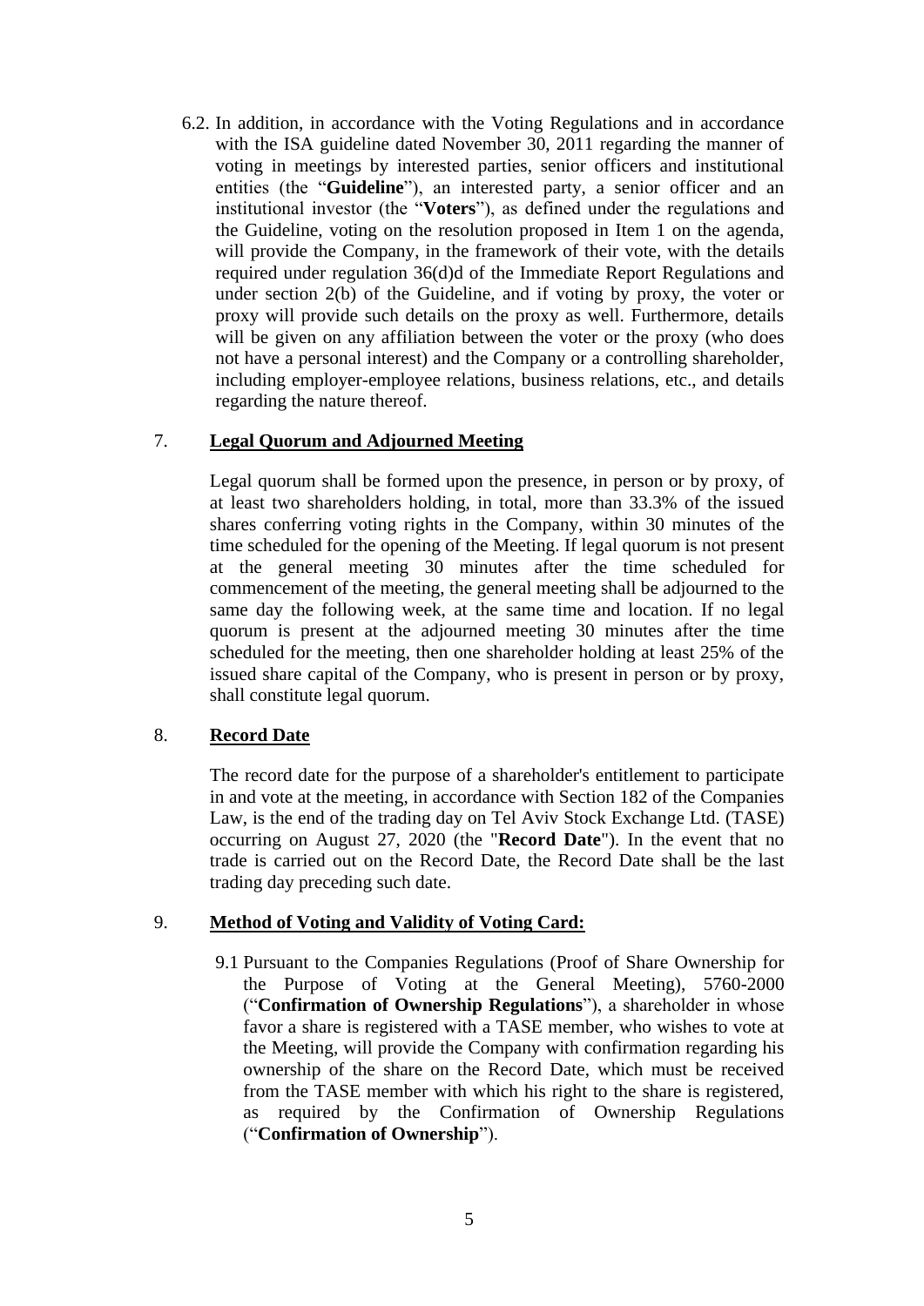6.2. In addition, in accordance with the Voting Regulations and in accordance with the ISA guideline dated November 30, 2011 regarding the manner of voting in meetings by interested parties, senior officers and institutional entities (the "**Guideline**"), an interested party, a senior officer and an institutional investor (the "**Voters**"), as defined under the regulations and the Guideline, voting on the resolution proposed in Item 1 on the agenda, will provide the Company, in the framework of their vote, with the details required under regulation 36(d)d of the Immediate Report Regulations and under section 2(b) of the Guideline, and if voting by proxy, the voter or proxy will provide such details on the proxy as well. Furthermore, details will be given on any affiliation between the voter or the proxy (who does not have a personal interest) and the Company or a controlling shareholder, including employer-employee relations, business relations, etc., and details regarding the nature thereof.

## 7. Legal Quorum and Adjourned Meeting

Legal quorum shall be formed upon the presence, in person or by proxy, of at least two shareholders holding, in total, more than 33.3% of the issued shares conferring voting rights in the Company, within 30 minutes of the time scheduled for the opening of the Meeting. If legal quorum is not present at the general meeting 30 minutes after the time scheduled for commencement of the meeting, the general meeting shall be adjourned to the same day the following week, at the same time and location. If no legal quorum is present at the adjourned meeting 30 minutes after the time scheduled for the meeting, then one shareholder holding at least 25% of the issued share capital of the Company, who is present in person or by proxy, shall constitute legal quorum.

## 8. Record Date

The record date for the purpose of a shareholder's entitlement to participate in and vote at the meeting, in accordance with Section 182 of the Companies Law, is the end of the trading day on Tel Aviv Stock Exchange Ltd. (TASE) occurring on August 27, 2020 (the "**Record Date**"). In the event that no trade is carried out on the Record Date, the Record Date shall be the last trading day preceding such date.

## 9. Method of Voting and Validity of Voting Card:

9.1 Pursuant to the Companies Regulations (Proof of Share Ownership for the Purpose of Voting at the General Meeting), 5760-2000 ("**Confirmation of Ownership Regulations**"), a shareholder in whose favor a share is registered with a TASE member, who wishes to vote at the Meeting, will provide the Company with confirmation regarding his ownership of the share on the Record Date, which must be received from the TASE member with which his right to the share is registered, as required by the Confirmation of Ownership Regulations ("**Confirmation of Ownership**").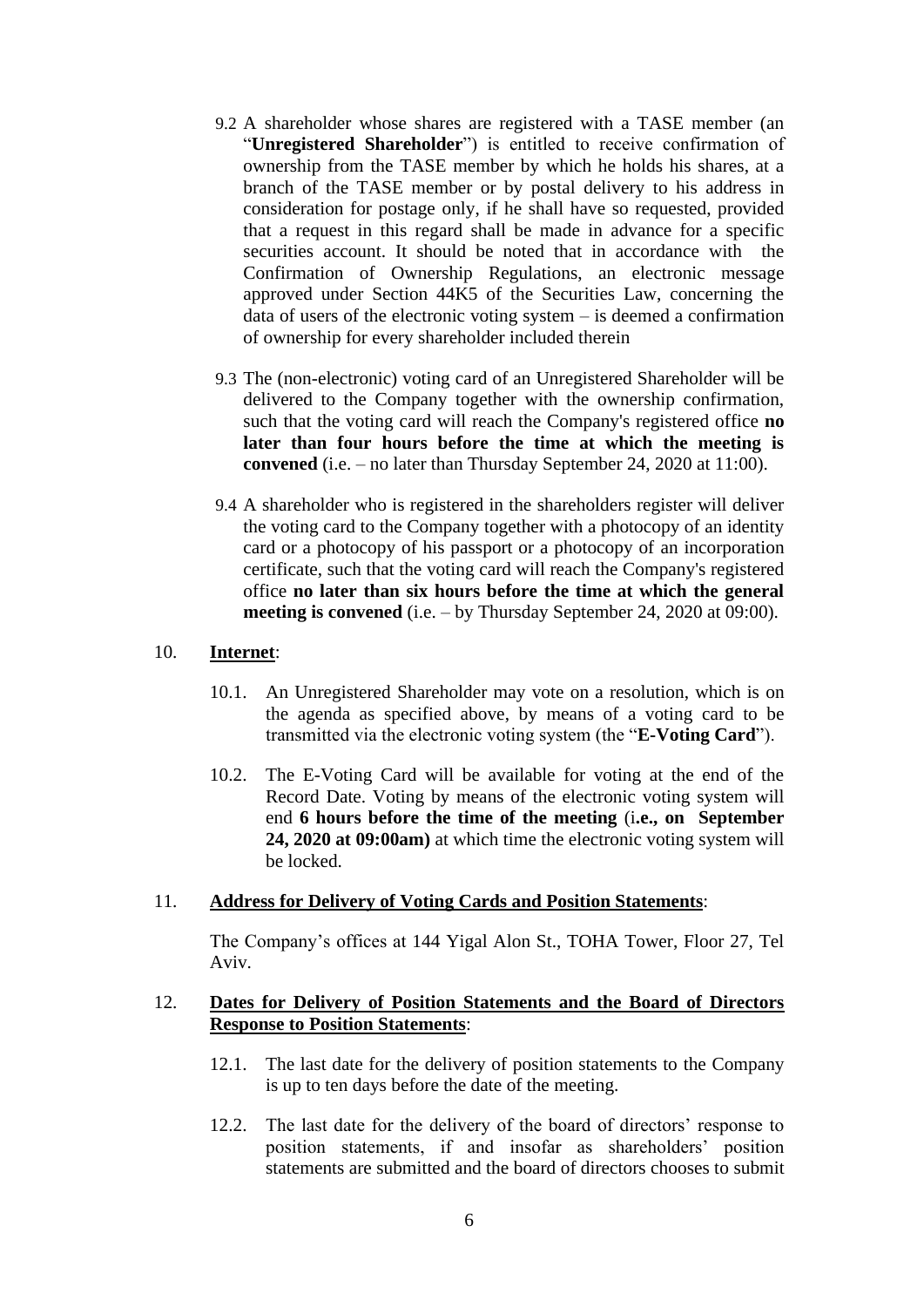9.2 A shareholder whose shares are registered with a TASE member (an "**Unregistered Shareholder**") is entitled to receive confirmation of ownership from the TASE member by which he holds his shares, at a branch of the TASE member or by postal delivery to his address in consideration for postage only, if he shall have so requested, provided that a request in this regard shall be made in advance for a specific securities account. It should be noted that in accordance with the Confirmation of Ownership Regulations, an electronic message approved under Section 44K5 of the Securities Law, concerning the data of users of the electronic voting system – is deemed a confirmation of ownership for every shareholder included therein

9.3 The (non-electronic) voting card of an Unregistered Shareholder will be delivered to the Company together with the ownership confirmation, such that the voting card will reach the Company's registered office **no later than four hours before the time at which the meeting is convened** (i.e. – no later than Thursday September 24, 2020 at 11:00).

9.4 A shareholder who is registered in the shareholders register will deliver the voting card to the Company together with a photocopy of an identity card or a photocopy of his passport or a photocopy of an incorporation certificate, such that the voting card will reach the Company's registered office **no later than six hours before the time at which the general meeting is convened** (i.e. – by Thursday September 24, 2020 at 09:00).

10. **Internet**:

10.1. An Unregistered Shareholder may vote on a resolution, which is on the agenda as specified above, by means of a voting card to be transmitted via the electronic voting system (the "**E-Voting Card**").

10.2. The E-Voting Card will be available for voting at the end of the Record Date. Voting by means of the electronic voting system will end **6 hours before the time of the meeting** (i**.e., on September 24, 2020 at 09:00am)** at which time the electronic voting system will be locked.

11. **Address for Delivery of Voting Cards and Position Statements**:

The Company's offices at 144 Yigal Alon St., TOHA Tower, Floor 27, Tel Aviv.

12. **Dates for Delivery of Position Statements and the Board of Directors Response to Position Statements**:

12.1. The last date for the delivery of position statements to the Company is up to ten days before the date of the meeting.

12.2. The last date for the delivery of the board of directors' response to position statements, if and insofar as shareholders' position statements are submitted and the board of directors chooses to submit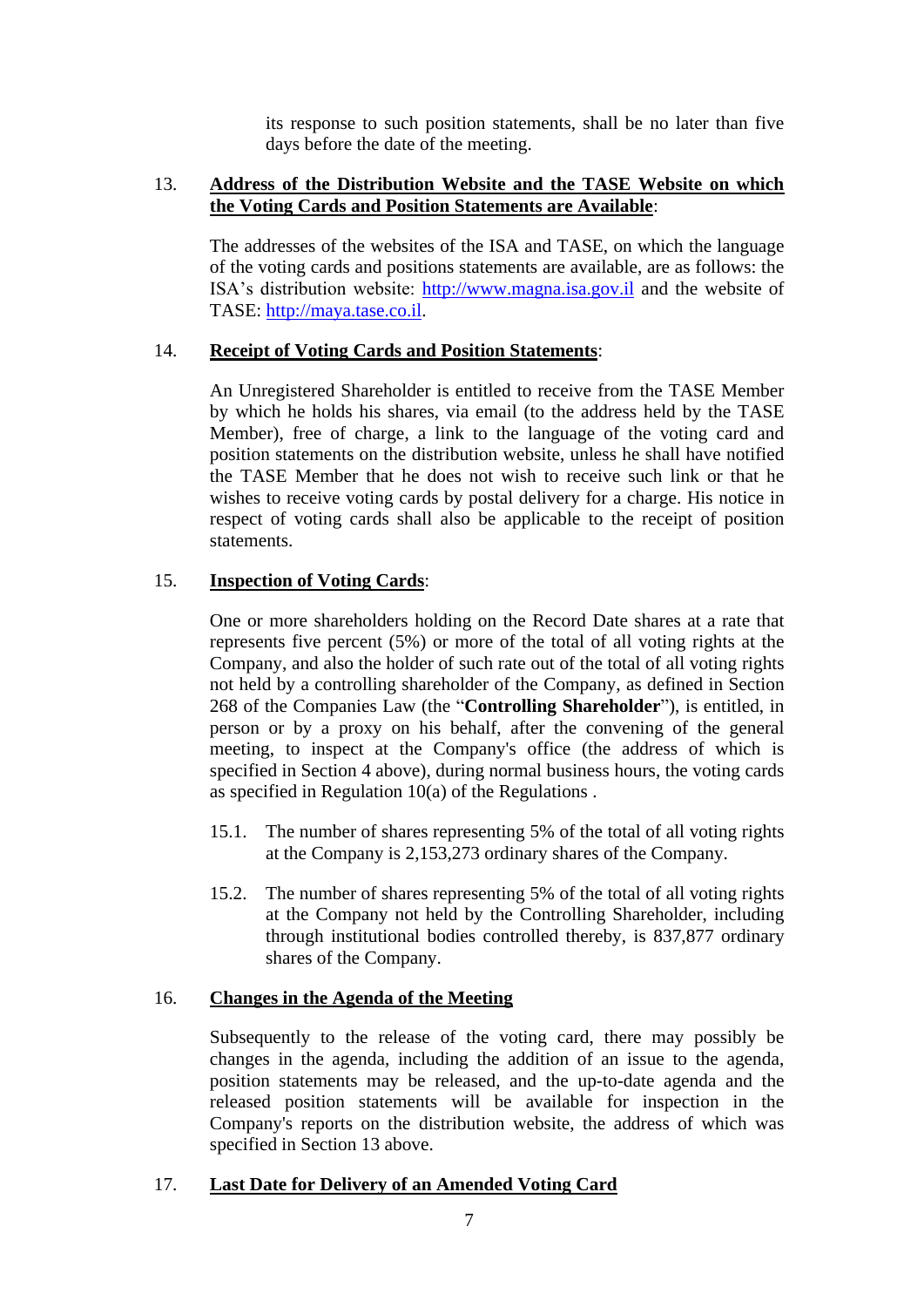its response to such position statements, shall be no later than five days before the date of the meeting.

13. **Address of the Distribution Website and the TASE Website on which the Voting Cards and Position Statements are Available**:

The addresses of the websites of the ISA and TASE, on which the language of the voting cards and positions statements are available, are as follows: the ISA's distribution website: http://www.magna.isa.gov.il and the website of TASE: http://maya.tase.co.il.

14. **Receipt of Voting Cards and Position Statements**:

An Unregistered Shareholder is entitled to receive from the TASE Member by which he holds his shares, via email (to the address held by the TASE Member), free of charge, a link to the language of the voting card and position statements on the distribution website, unless he shall have notified the TASE Member that he does not wish to receive such link or that he wishes to receive voting cards by postal delivery for a charge. His notice in respect of voting cards shall also be applicable to the receipt of position statements.

15. **Inspection of Voting Cards**:

One or more shareholders holding on the Record Date shares at a rate that represents five percent (5%) or more of the total of all voting rights at the Company, and also the holder of such rate out of the total of all voting rights not held by a controlling shareholder of the Company, as defined in Section 268 of the Companies Law (the "**Controlling Shareholder**"), is entitled, in person or by a proxy on his behalf, after the convening of the general meeting, to inspect at the Company's office (the address of which is specified in Section 4 above), during normal business hours, the voting cards as specified in Regulation 10(a) of the Regulations .

15.1. The number of shares representing 5% of the total of all voting rights at the Company is 2,153,273 ordinary shares of the Company.

15.2. The number of shares representing 5% of the total of all voting rights at the Company not held by the Controlling Shareholder, including through institutional bodies controlled thereby, is 837,877 ordinary shares of the Company.

16. **Changes in the Agenda of the Meeting**

Subsequently to the release of the voting card, there may possibly be changes in the agenda, including the addition of an issue to the agenda, position statements may be released, and the up-to-date agenda and the released position statements will be available for inspection in the Company's reports on the distribution website, the address of which was specified in Section 13 above.

17. **Last Date for Delivery of an Amended Voting Card**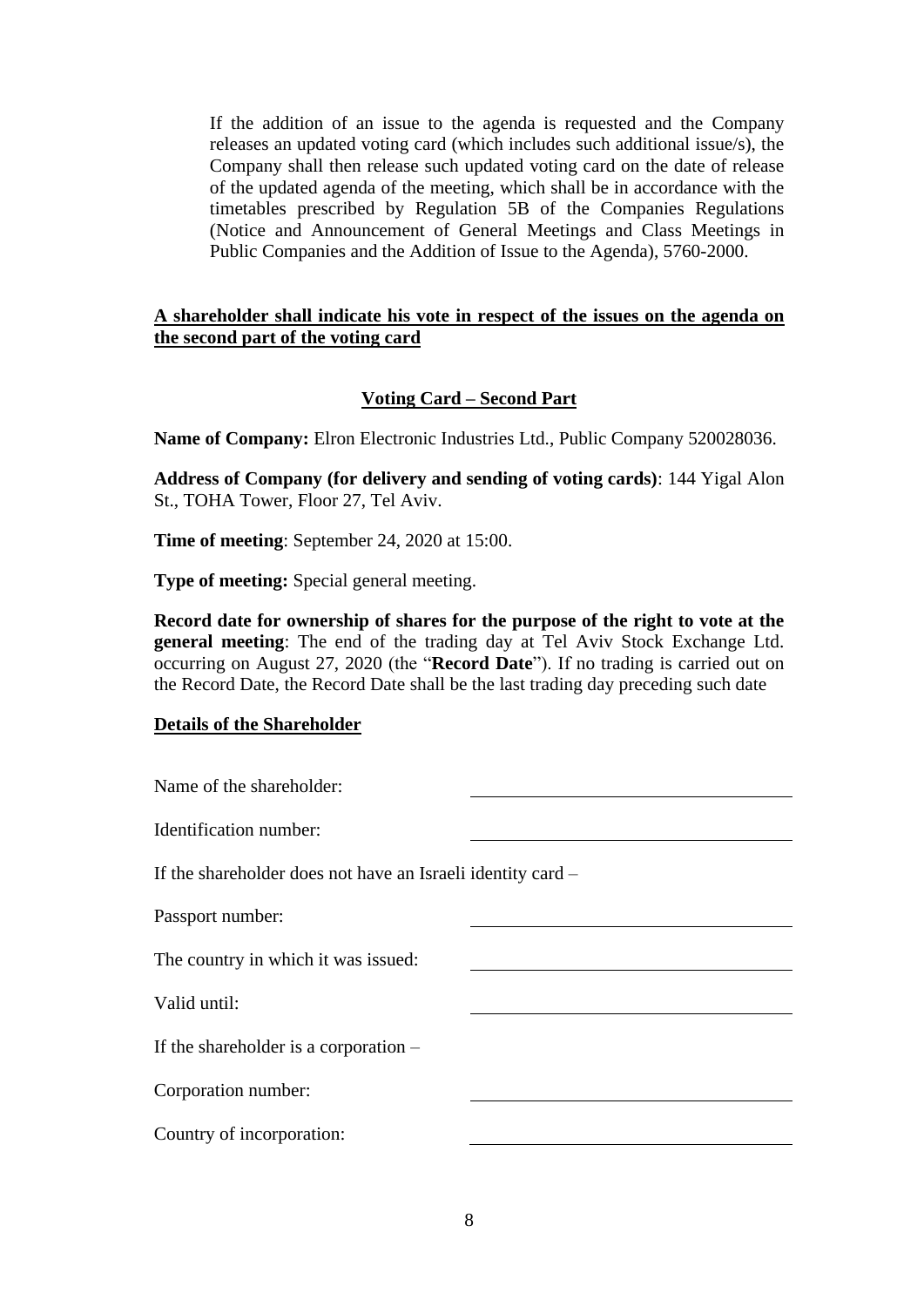If the addition of an issue to the agenda is requested and the Company releases an updated voting card (which includes such additional issue/s), the Company shall then release such updated voting card on the date of release of the updated agenda of the meeting, which shall be in accordance with the timetables prescribed by Regulation 5B of the Companies Regulations (Notice and Announcement of General Meetings and Class Meetings in Public Companies and the Addition of Issue to the Agenda), 5760-2000.

**A shareholder shall indicate his vote in respect of the issues on the agenda on the second part of the voting card**

## Voting Card – Second Part

**Name of Company:** Elron Electronic Industries Ltd., Public Company 520028036.

**Address of Company (for delivery and sending of voting cards)**: 144 Yigal Alon St., TOHA Tower, Floor 27, Tel Aviv.

**Time of meeting**: September 24, 2020 at 15:00.

**Type of meeting:** Special general meeting.

**Record date for ownership of shares for the purpose of the right to vote at the general meeting**: The end of the trading day at Tel Aviv Stock Exchange Ltd. occurring on August 27, 2020 (the "**Record Date**"). If no trading is carried out on the Record Date, the Record Date shall be the last trading day preceding such date

**Details of the Shareholder**

Name of the shareholder: ______________________________

Identification number: ______________________________

If the shareholder does not have an Israeli identity card –

Passport number: ______________________________

The country in which it was issued: ______________________________

Valid until: ______________________________

If the shareholder is a corporation –

Corporation number: ______________________________

Country of incorporation: ______________________________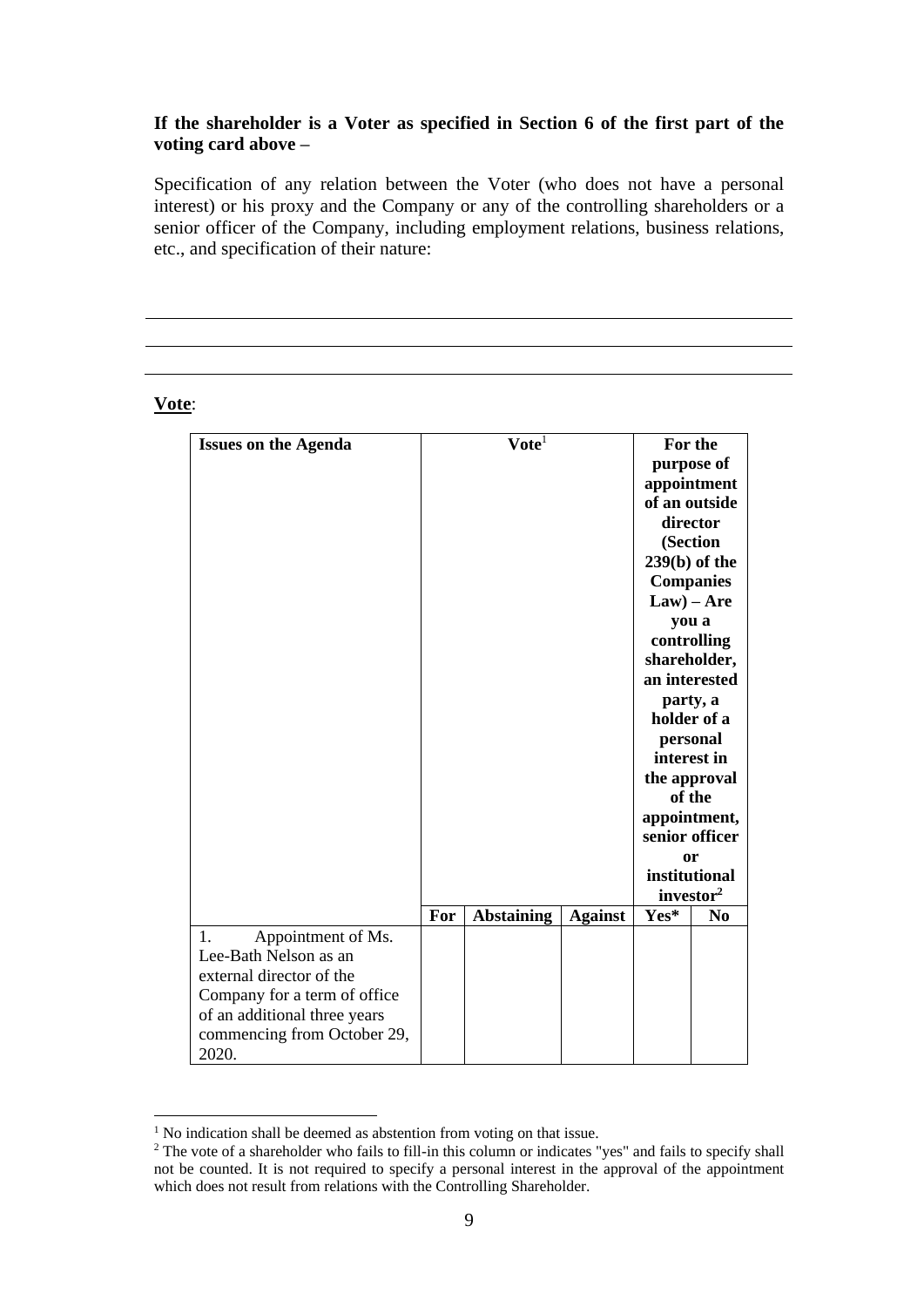**If the shareholder is a Voter as specified in Section 6 of the first part of the voting card above –**

Specification of any relation between the Voter (who does not have a personal interest) or his proxy and the Company or any of the controlling shareholders or a senior officer of the Company, including employment relations, business relations, etc., and specification of their nature:

______________________________________________________________________________

______________________________________________________________________________

______________________________________________________________________________

**Vote**:

| **Issues on the Agenda** | **Vote**[1] | | | **For the purpose of appointment of an outside director (Section 239(b) of the Companies Law) – Are you a controlling shareholder, an interested party, a holder of a personal interest in the approval of the appointment, senior officer or institutional investor**[2] | |
|---|---|---|---|---|---|
| | **For** | **Abstaining** | **Against** | **Yes*** | **No** |
| 1. Appointment of Ms. Lee-Bath Nelson as an external director of the Company for a term of office of an additional three years commencing from October 29, 2020. | | | | | |

[1] No indication shall be deemed as abstention from voting on that issue.

[2] The vote of a shareholder who fails to fill-in this column or indicates "yes" and fails to specify shall not be counted. It is not required to specify a personal interest in the approval of the appointment which does not result from relations with the Controlling Shareholder.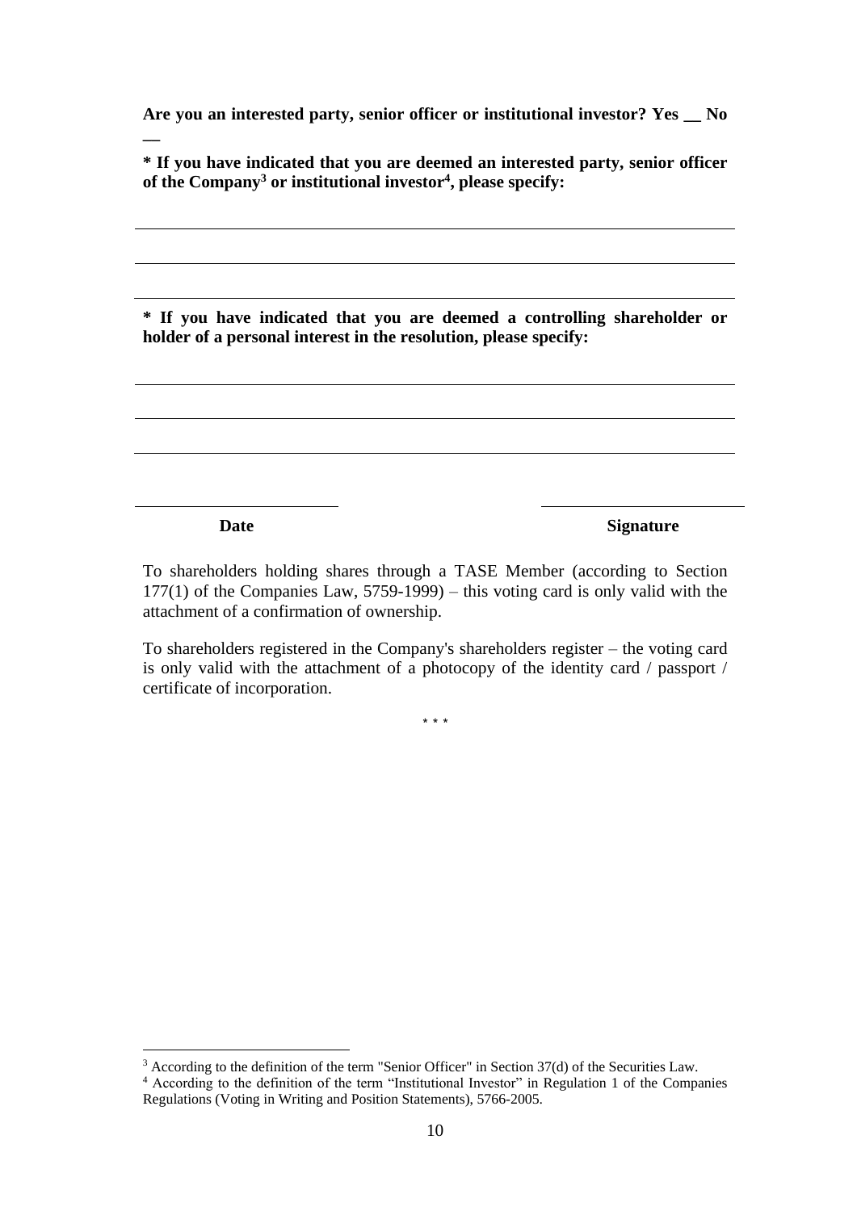**Are you an interested party, senior officer or institutional investor? Yes __ No __**

**\* If you have indicated that you are deemed an interested party, senior officer of the Company[3] or institutional investor[4], please specify:**

______________________________________________________________________

______________________________________________________________________

______________________________________________________________________

**\* If you have indicated that you are deemed a controlling shareholder or holder of a personal interest in the resolution, please specify:**

______________________________________________________________________

______________________________________________________________________

______________________________________________________________________

| | |
|---|---|
| ____________________ | ____________________ |
| **Date** | **Signature** |

To shareholders holding shares through a TASE Member (according to Section 177(1) of the Companies Law, 5759-1999) – this voting card is only valid with the attachment of a confirmation of ownership.

To shareholders registered in the Company's shareholders register – the voting card is only valid with the attachment of a photocopy of the identity card / passport / certificate of incorporation.

\* \* \*

[3] According to the definition of the term "Senior Officer" in Section 37(d) of the Securities Law.

[4] According to the definition of the term "Institutional Investor" in Regulation 1 of the Companies Regulations (Voting in Writing and Position Statements), 5766-2005.